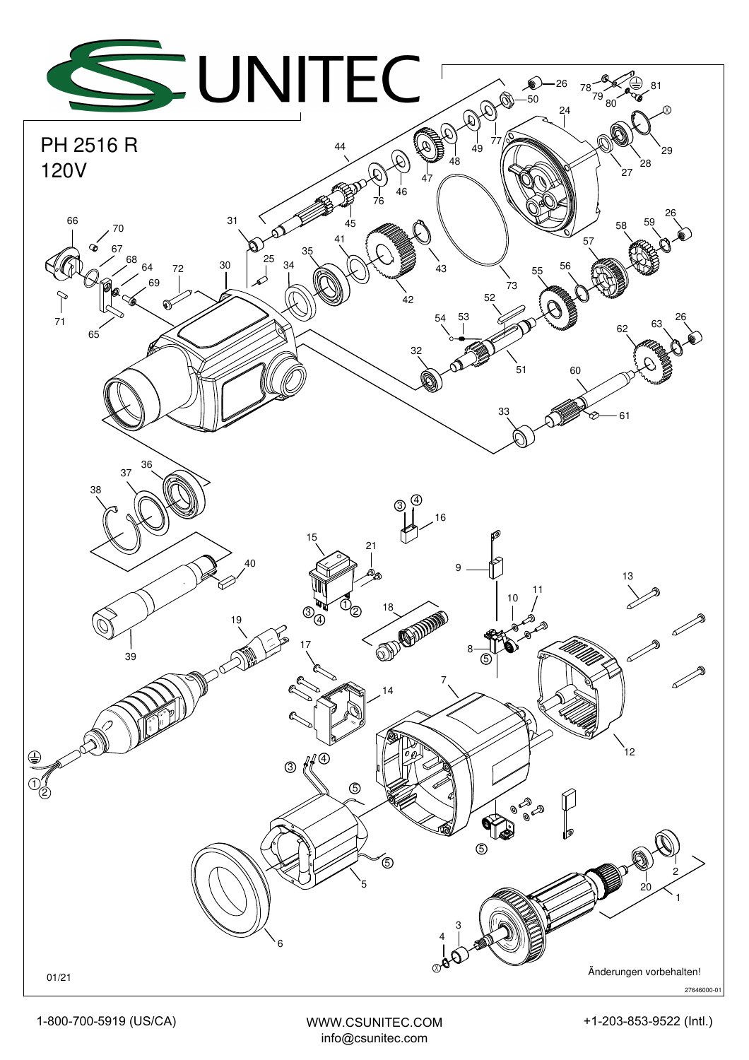# CS UNITEC

## PH 2516 R
## 120V

01/21

Änderungen vorbehalten!

27646000-01

1-800-700-5919 (US/CA)

WWW.CSUNITEC.COM
info@csunitec.com

+1-203-853-9522 (Intl.)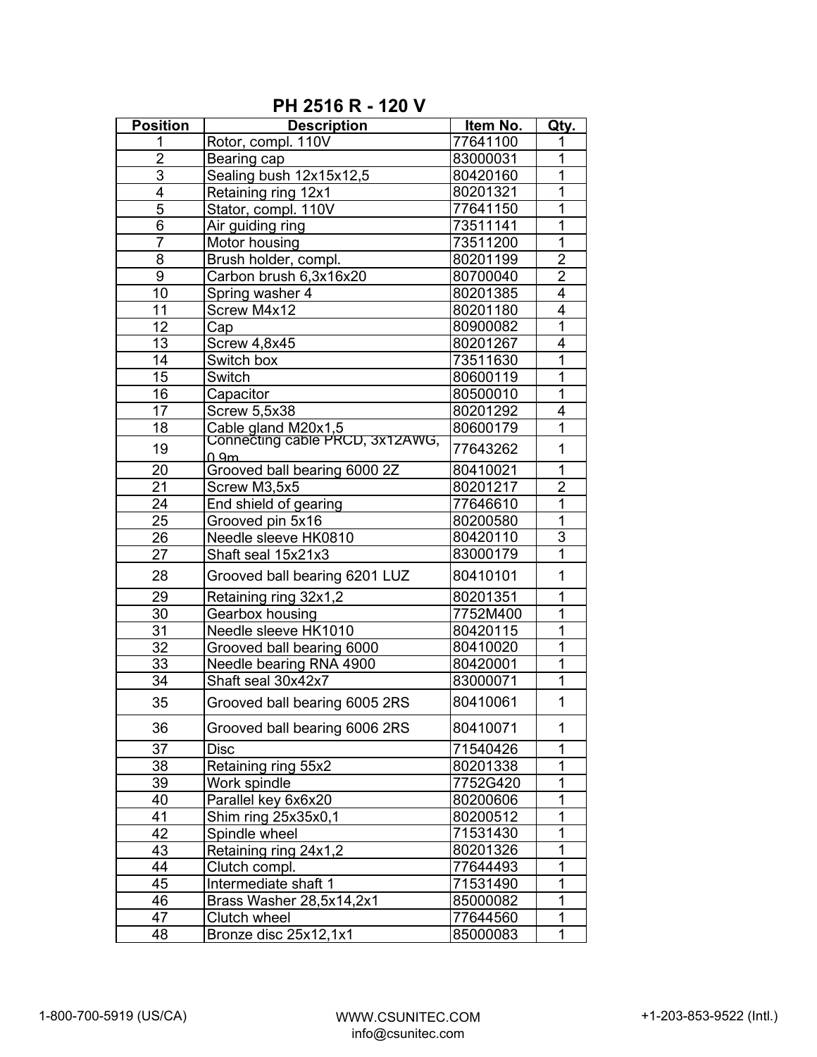## PH 2516 R - 120 V

| Position | Description | Item No. | Qty. |
|---|---|---|---|
| 1 | Rotor, compl. 110V | 77641100 | 1 |
| 2 | Bearing cap | 83000031 | 1 |
| 3 | Sealing bush 12x15x12,5 | 80420160 | 1 |
| 4 | Retaining ring 12x1 | 80201321 | 1 |
| 5 | Stator, compl. 110V | 77641150 | 1 |
| 6 | Air guiding ring | 73511141 | 1 |
| 7 | Motor housing | 73511200 | 1 |
| 8 | Brush holder, compl. | 80201199 | 2 |
| 9 | Carbon brush 6,3x16x20 | 80700040 | 2 |
| 10 | Spring washer 4 | 80201385 | 4 |
| 11 | Screw M4x12 | 80201180 | 4 |
| 12 | Cap | 80900082 | 1 |
| 13 | Screw 4,8x45 | 80201267 | 4 |
| 14 | Switch box | 73511630 | 1 |
| 15 | Switch | 80600119 | 1 |
| 16 | Capacitor | 80500010 | 1 |
| 17 | Screw 5,5x38 | 80201292 | 4 |
| 18 | Cable gland M20x1,5 | 80600179 | 1 |
| 19 | Connecting cable PRCD, 3x12AWG, 0,9m | 77643262 | 1 |
| 20 | Grooved ball bearing 6000 2Z | 80410021 | 1 |
| 21 | Screw M3,5x5 | 80201217 | 2 |
| 24 | End shield of gearing | 77646610 | 1 |
| 25 | Grooved pin 5x16 | 80200580 | 1 |
| 26 | Needle sleeve HK0810 | 80420110 | 3 |
| 27 | Shaft seal 15x21x3 | 83000179 | 1 |
| 28 | Grooved ball bearing 6201 LUZ | 80410101 | 1 |
| 29 | Retaining ring 32x1,2 | 80201351 | 1 |
| 30 | Gearbox housing | 7752M400 | 1 |
| 31 | Needle sleeve HK1010 | 80420115 | 1 |
| 32 | Grooved ball bearing 6000 | 80410020 | 1 |
| 33 | Needle bearing RNA 4900 | 80420001 | 1 |
| 34 | Shaft seal 30x42x7 | 83000071 | 1 |
| 35 | Grooved ball bearing 6005 2RS | 80410061 | 1 |
| 36 | Grooved ball bearing 6006 2RS | 80410071 | 1 |
| 37 | Disc | 71540426 | 1 |
| 38 | Retaining ring 55x2 | 80201338 | 1 |
| 39 | Work spindle | 7752G420 | 1 |
| 40 | Parallel key 6x6x20 | 80200606 | 1 |
| 41 | Shim ring 25x35x0,1 | 80200512 | 1 |
| 42 | Spindle wheel | 71531430 | 1 |
| 43 | Retaining ring 24x1,2 | 80201326 | 1 |
| 44 | Clutch compl. | 77644493 | 1 |
| 45 | Intermediate shaft 1 | 71531490 | 1 |
| 46 | Brass Washer 28,5x14,2x1 | 85000082 | 1 |
| 47 | Clutch wheel | 77644560 | 1 |
| 48 | Bronze disc 25x12,1x1 | 85000083 | 1 |

1-800-700-5919 (US/CA) WWW.CSUNITEC.COM info@csunitec.com +1-203-853-9522 (Intl.)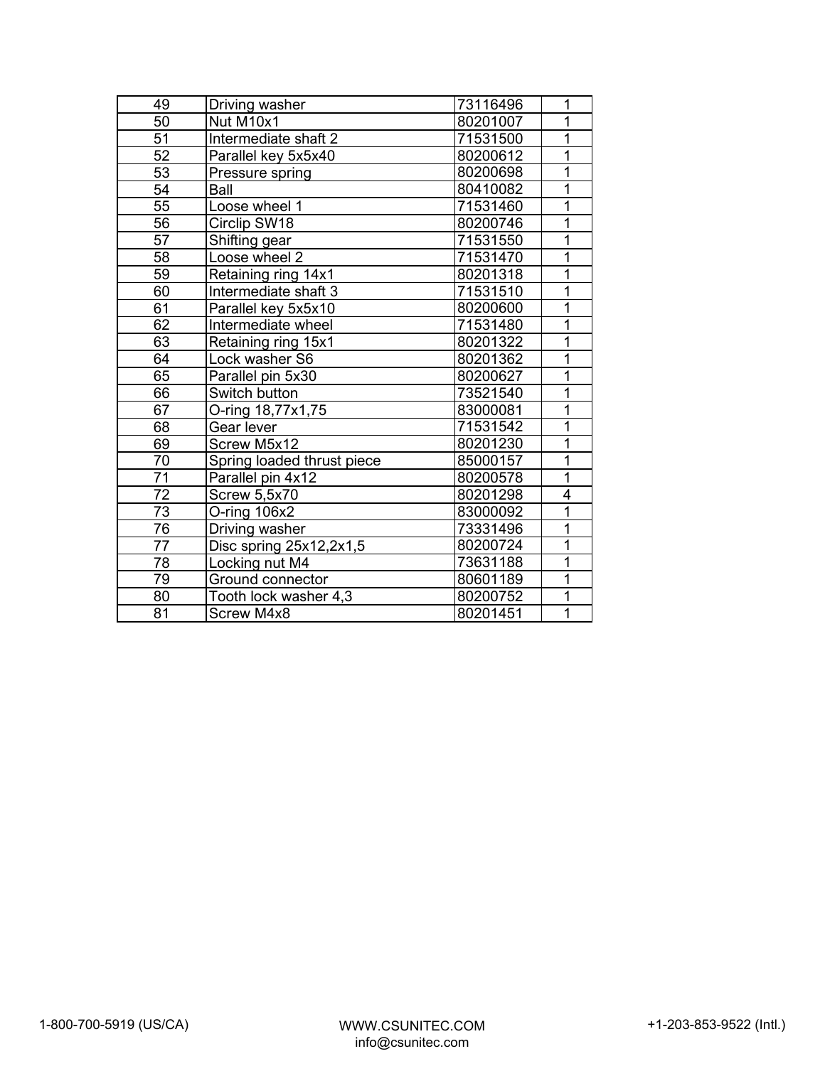| | | | |
|---|---|---|---|
| 49 | Driving washer | 73116496 | 1 |
| 50 | Nut M10x1 | 80201007 | 1 |
| 51 | Intermediate shaft 2 | 71531500 | 1 |
| 52 | Parallel key 5x5x40 | 80200612 | 1 |
| 53 | Pressure spring | 80200698 | 1 |
| 54 | Ball | 80410082 | 1 |
| 55 | Loose wheel 1 | 71531460 | 1 |
| 56 | Circlip SW18 | 80200746 | 1 |
| 57 | Shifting gear | 71531550 | 1 |
| 58 | Loose wheel 2 | 71531470 | 1 |
| 59 | Retaining ring 14x1 | 80201318 | 1 |
| 60 | Intermediate shaft 3 | 71531510 | 1 |
| 61 | Parallel key 5x5x10 | 80200600 | 1 |
| 62 | Intermediate wheel | 71531480 | 1 |
| 63 | Retaining ring 15x1 | 80201322 | 1 |
| 64 | Lock washer S6 | 80201362 | 1 |
| 65 | Parallel pin 5x30 | 80200627 | 1 |
| 66 | Switch button | 73521540 | 1 |
| 67 | O-ring 18,77x1,75 | 83000081 | 1 |
| 68 | Gear lever | 71531542 | 1 |
| 69 | Screw M5x12 | 80201230 | 1 |
| 70 | Spring loaded thrust piece | 85000157 | 1 |
| 71 | Parallel pin 4x12 | 80200578 | 1 |
| 72 | Screw 5,5x70 | 80201298 | 4 |
| 73 | O-ring 106x2 | 83000092 | 1 |
| 76 | Driving washer | 73331496 | 1 |
| 77 | Disc spring 25x12,2x1,5 | 80200724 | 1 |
| 78 | Locking nut M4 | 73631188 | 1 |
| 79 | Ground connector | 80601189 | 1 |
| 80 | Tooth lock washer 4,3 | 80200752 | 1 |
| 81 | Screw M4x8 | 80201451 | 1 |

1-800-700-5919 (US/CA)

WWW.CSUNITEC.COM
info@csunitec.com

+1-203-853-9522 (Intl.)